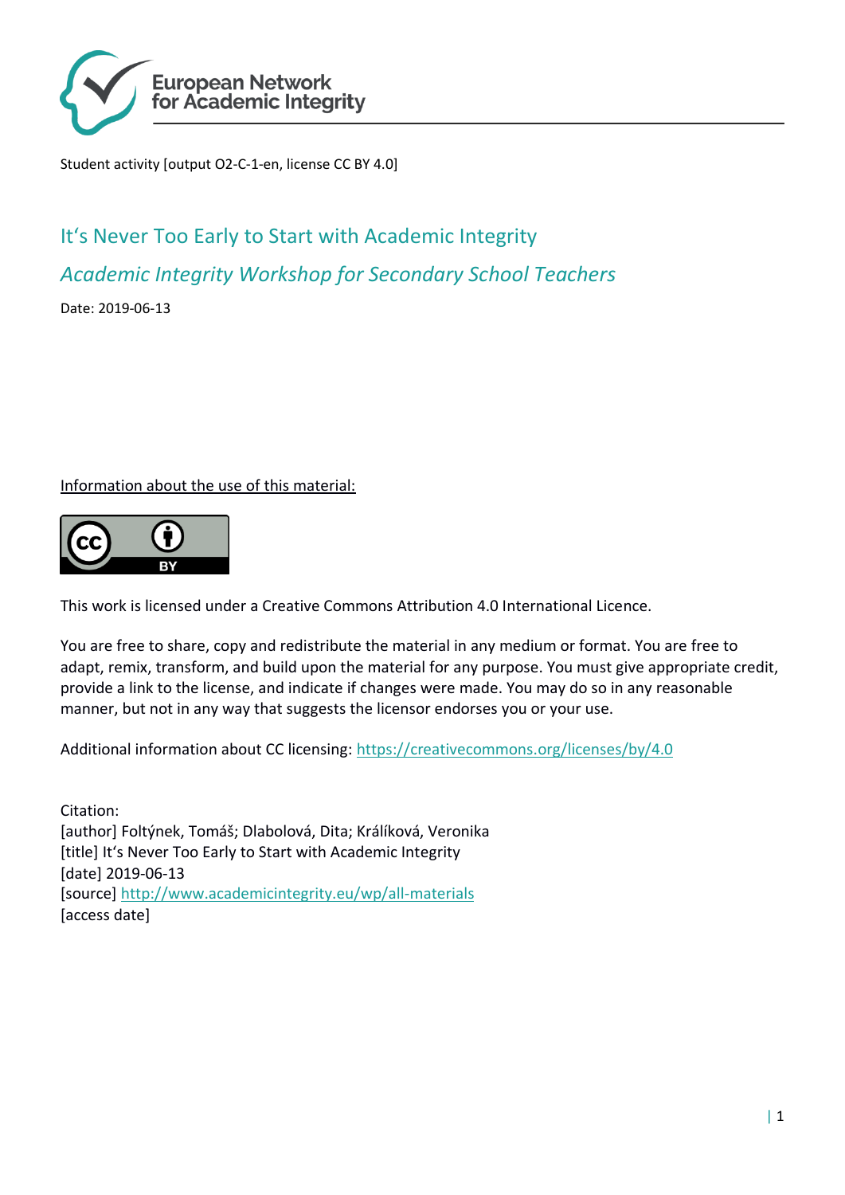European Network for Academic Integrity

Student activity [output O2-C-1-en, license CC BY 4.0]

# It's Never Too Early to Start with Academic Integrity

## *Academic Integrity Workshop for Secondary School Teachers*

Date: 2019-06-13

Information about the use of this material:

This work is licensed under a Creative Commons Attribution 4.0 International Licence.

You are free to share, copy and redistribute the material in any medium or format. You are free to adapt, remix, transform, and build upon the material for any purpose. You must give appropriate credit, provide a link to the license, and indicate if changes were made. You may do so in any reasonable manner, but not in any way that suggests the licensor endorses you or your use.

Additional information about CC licensing: https://creativecommons.org/licenses/by/4.0

Citation:
[author] Foltýnek, Tomáš; Dlabolová, Dita; Králíková, Veronika
[title] It's Never Too Early to Start with Academic Integrity
[date] 2019-06-13
[source] http://www.academicintegrity.eu/wp/all-materials
[access date]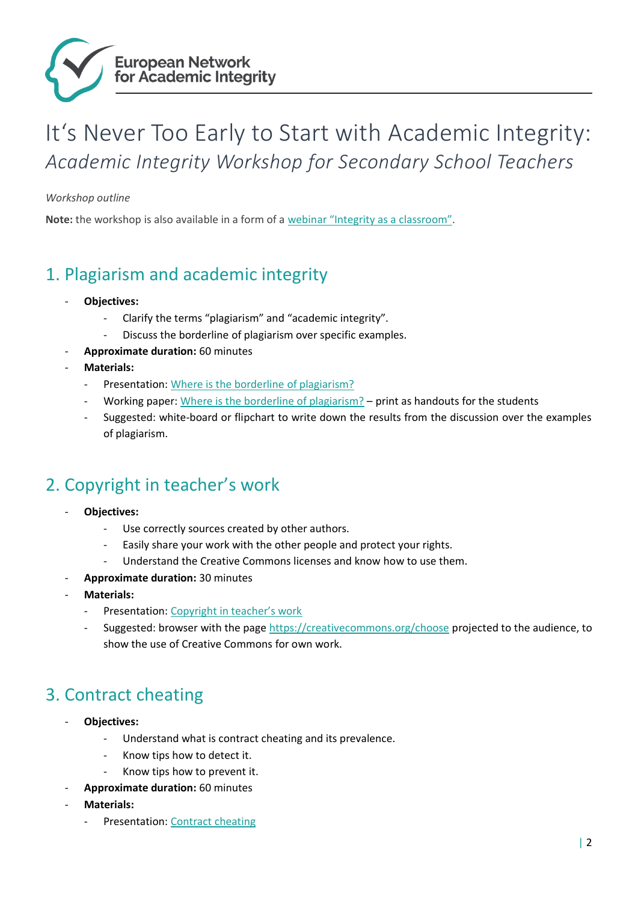European Network for Academic Integrity

# It‘s Never Too Early to Start with Academic Integrity:

*Academic Integrity Workshop for Secondary School Teachers*

*Workshop outline*

**Note:** the workshop is also available in a form of a webinar “Integrity as a classroom”.

## 1. Plagiarism and academic integrity

- **Objectives:**
  - Clarify the terms “plagiarism” and “academic integrity”.
  - Discuss the borderline of plagiarism over specific examples.
- **Approximate duration:** 60 minutes
- **Materials:**
  - Presentation: Where is the borderline of plagiarism?
  - Working paper: Where is the borderline of plagiarism? – print as handouts for the students
  - Suggested: white-board or flipchart to write down the results from the discussion over the examples of plagiarism.

## 2. Copyright in teacher’s work

- **Objectives:**
  - Use correctly sources created by other authors.
  - Easily share your work with the other people and protect your rights.
  - Understand the Creative Commons licenses and know how to use them.
- **Approximate duration:** 30 minutes
- **Materials:**
  - Presentation: Copyright in teacher’s work
  - Suggested: browser with the page https://creativecommons.org/choose projected to the audience, to show the use of Creative Commons for own work.

## 3. Contract cheating

- **Objectives:**
  - Understand what is contract cheating and its prevalence.
  - Know tips how to detect it.
  - Know tips how to prevent it.
- **Approximate duration:** 60 minutes
- **Materials:**
  - Presentation: Contract cheating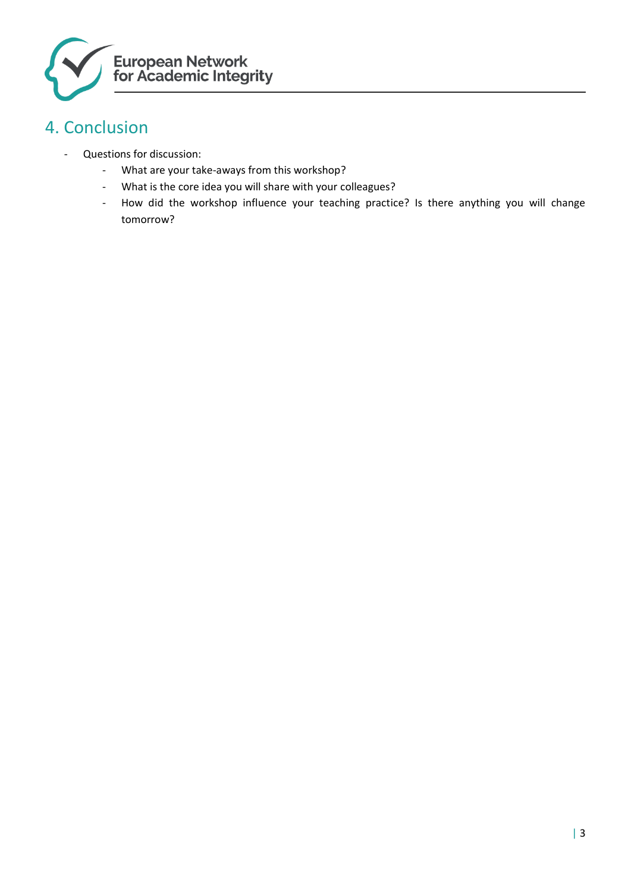## 4. Conclusion

- Questions for discussion:
  - What are your take-aways from this workshop?
  - What is the core idea you will share with your colleagues?
  - How did the workshop influence your teaching practice? Is there anything you will change tomorrow?